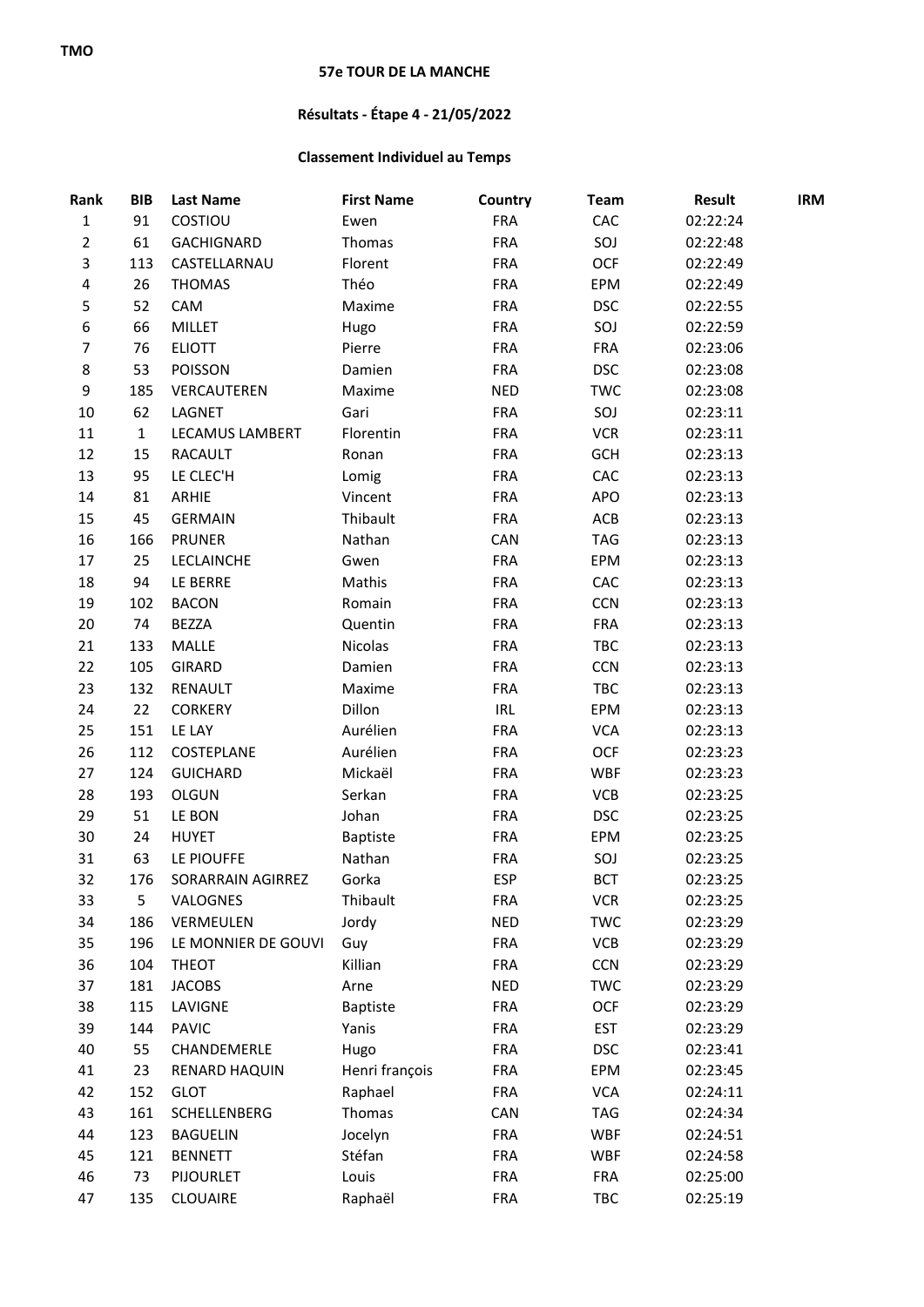TMO

# 57e TOUR DE LA MANCHE

## Résultats - Étape 4 - 21/05/2022

### Classement Individuel au Temps

| Rank | BIB | Last Name | First Name | Country | Team | Result | IRM |
|---|---|---|---|---|---|---|---|
| 1 | 91 | COSTIOU | Ewen | FRA | CAC | 02:22:24 | |
| 2 | 61 | GACHIGNARD | Thomas | FRA | SOJ | 02:22:48 | |
| 3 | 113 | CASTELLARNAU | Florent | FRA | OCF | 02:22:49 | |
| 4 | 26 | THOMAS | Théo | FRA | EPM | 02:22:49 | |
| 5 | 52 | CAM | Maxime | FRA | DSC | 02:22:55 | |
| 6 | 66 | MILLET | Hugo | FRA | SOJ | 02:22:59 | |
| 7 | 76 | ELIOTT | Pierre | FRA | FRA | 02:23:06 | |
| 8 | 53 | POISSON | Damien | FRA | DSC | 02:23:08 | |
| 9 | 185 | VERCAUTEREN | Maxime | NED | TWC | 02:23:08 | |
| 10 | 62 | LAGNET | Gari | FRA | SOJ | 02:23:11 | |
| 11 | 1 | LECAMUS LAMBERT | Florentin | FRA | VCR | 02:23:11 | |
| 12 | 15 | RACAULT | Ronan | FRA | GCH | 02:23:13 | |
| 13 | 95 | LE CLEC'H | Lomig | FRA | CAC | 02:23:13 | |
| 14 | 81 | ARHIE | Vincent | FRA | APO | 02:23:13 | |
| 15 | 45 | GERMAIN | Thibault | FRA | ACB | 02:23:13 | |
| 16 | 166 | PRUNER | Nathan | CAN | TAG | 02:23:13 | |
| 17 | 25 | LECLAINCHE | Gwen | FRA | EPM | 02:23:13 | |
| 18 | 94 | LE BERRE | Mathis | FRA | CAC | 02:23:13 | |
| 19 | 102 | BACON | Romain | FRA | CCN | 02:23:13 | |
| 20 | 74 | BEZZA | Quentin | FRA | FRA | 02:23:13 | |
| 21 | 133 | MALLE | Nicolas | FRA | TBC | 02:23:13 | |
| 22 | 105 | GIRARD | Damien | FRA | CCN | 02:23:13 | |
| 23 | 132 | RENAULT | Maxime | FRA | TBC | 02:23:13 | |
| 24 | 22 | CORKERY | Dillon | IRL | EPM | 02:23:13 | |
| 25 | 151 | LE LAY | Aurélien | FRA | VCA | 02:23:13 | |
| 26 | 112 | COSTEPLANE | Aurélien | FRA | OCF | 02:23:23 | |
| 27 | 124 | GUICHARD | Mickaël | FRA | WBF | 02:23:23 | |
| 28 | 193 | OLGUN | Serkan | FRA | VCB | 02:23:25 | |
| 29 | 51 | LE BON | Johan | FRA | DSC | 02:23:25 | |
| 30 | 24 | HUYET | Baptiste | FRA | EPM | 02:23:25 | |
| 31 | 63 | LE PIOUFFE | Nathan | FRA | SOJ | 02:23:25 | |
| 32 | 176 | SORARRAIN AGIRREZ | Gorka | ESP | BCT | 02:23:25 | |
| 33 | 5 | VALOGNES | Thibault | FRA | VCR | 02:23:25 | |
| 34 | 186 | VERMEULEN | Jordy | NED | TWC | 02:23:29 | |
| 35 | 196 | LE MONNIER DE GOUVI | Guy | FRA | VCB | 02:23:29 | |
| 36 | 104 | THEOT | Killian | FRA | CCN | 02:23:29 | |
| 37 | 181 | JACOBS | Arne | NED | TWC | 02:23:29 | |
| 38 | 115 | LAVIGNE | Baptiste | FRA | OCF | 02:23:29 | |
| 39 | 144 | PAVIC | Yanis | FRA | EST | 02:23:29 | |
| 40 | 55 | CHANDEMERLE | Hugo | FRA | DSC | 02:23:41 | |
| 41 | 23 | RENARD HAQUIN | Henri françois | FRA | EPM | 02:23:45 | |
| 42 | 152 | GLOT | Raphael | FRA | VCA | 02:24:11 | |
| 43 | 161 | SCHELLENBERG | Thomas | CAN | TAG | 02:24:34 | |
| 44 | 123 | BAGUELIN | Jocelyn | FRA | WBF | 02:24:51 | |
| 45 | 121 | BENNETT | Stéfan | FRA | WBF | 02:24:58 | |
| 46 | 73 | PIJOURLET | Louis | FRA | FRA | 02:25:00 | |
| 47 | 135 | CLOUAIRE | Raphaël | FRA | TBC | 02:25:19 | |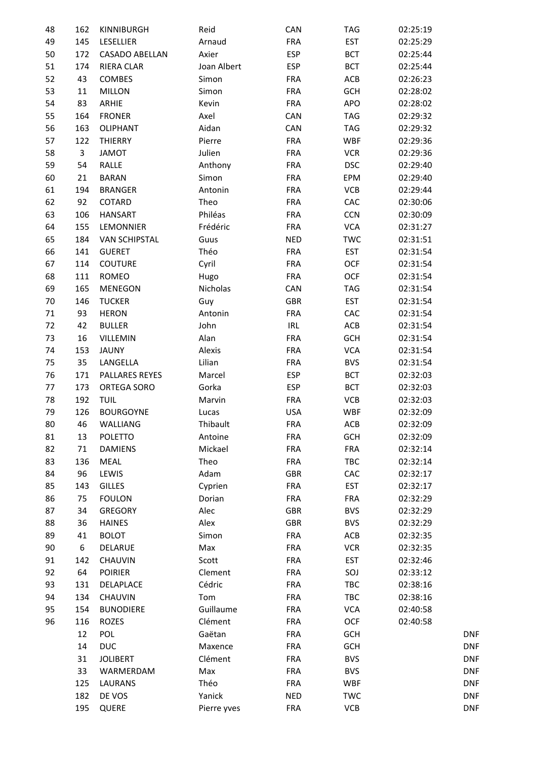| | | | | | | | |
|---|---|---|---|---|---|---|---|
| 48 | 162 | KINNIBURGH | Reid | CAN | TAG | 02:25:19 | |
| 49 | 145 | LESELLIER | Arnaud | FRA | EST | 02:25:29 | |
| 50 | 172 | CASADO ABELLAN | Axier | ESP | BCT | 02:25:44 | |
| 51 | 174 | RIERA CLAR | Joan Albert | ESP | BCT | 02:25:44 | |
| 52 | 43 | COMBES | Simon | FRA | ACB | 02:26:23 | |
| 53 | 11 | MILLON | Simon | FRA | GCH | 02:28:02 | |
| 54 | 83 | ARHIE | Kevin | FRA | APO | 02:28:02 | |
| 55 | 164 | FRONER | Axel | CAN | TAG | 02:29:32 | |
| 56 | 163 | OLIPHANT | Aidan | CAN | TAG | 02:29:32 | |
| 57 | 122 | THIERRY | Pierre | FRA | WBF | 02:29:36 | |
| 58 | 3 | JAMOT | Julien | FRA | VCR | 02:29:36 | |
| 59 | 54 | RALLE | Anthony | FRA | DSC | 02:29:40 | |
| 60 | 21 | BARAN | Simon | FRA | EPM | 02:29:40 | |
| 61 | 194 | BRANGER | Antonin | FRA | VCB | 02:29:44 | |
| 62 | 92 | COTARD | Theo | FRA | CAC | 02:30:06 | |
| 63 | 106 | HANSART | Philéas | FRA | CCN | 02:30:09 | |
| 64 | 155 | LEMONNIER | Frédéric | FRA | VCA | 02:31:27 | |
| 65 | 184 | VAN SCHIPSTAL | Guus | NED | TWC | 02:31:51 | |
| 66 | 141 | GUERET | Théo | FRA | EST | 02:31:54 | |
| 67 | 114 | COUTURE | Cyril | FRA | OCF | 02:31:54 | |
| 68 | 111 | ROMEO | Hugo | FRA | OCF | 02:31:54 | |
| 69 | 165 | MENEGON | Nicholas | CAN | TAG | 02:31:54 | |
| 70 | 146 | TUCKER | Guy | GBR | EST | 02:31:54 | |
| 71 | 93 | HERON | Antonin | FRA | CAC | 02:31:54 | |
| 72 | 42 | BULLER | John | IRL | ACB | 02:31:54 | |
| 73 | 16 | VILLEMIN | Alan | FRA | GCH | 02:31:54 | |
| 74 | 153 | JAUNY | Alexis | FRA | VCA | 02:31:54 | |
| 75 | 35 | LANGELLA | Lilian | FRA | BVS | 02:31:54 | |
| 76 | 171 | PALLARES REYES | Marcel | ESP | BCT | 02:32:03 | |
| 77 | 173 | ORTEGA SORO | Gorka | ESP | BCT | 02:32:03 | |
| 78 | 192 | TUIL | Marvin | FRA | VCB | 02:32:03 | |
| 79 | 126 | BOURGOYNE | Lucas | USA | WBF | 02:32:09 | |
| 80 | 46 | WALLIANG | Thibault | FRA | ACB | 02:32:09 | |
| 81 | 13 | POLETTO | Antoine | FRA | GCH | 02:32:09 | |
| 82 | 71 | DAMIENS | Mickael | FRA | FRA | 02:32:14 | |
| 83 | 136 | MEAL | Theo | FRA | TBC | 02:32:14 | |
| 84 | 96 | LEWIS | Adam | GBR | CAC | 02:32:17 | |
| 85 | 143 | GILLES | Cyprien | FRA | EST | 02:32:17 | |
| 86 | 75 | FOULON | Dorian | FRA | FRA | 02:32:29 | |
| 87 | 34 | GREGORY | Alec | GBR | BVS | 02:32:29 | |
| 88 | 36 | HAINES | Alex | GBR | BVS | 02:32:29 | |
| 89 | 41 | BOLOT | Simon | FRA | ACB | 02:32:35 | |
| 90 | 6 | DELARUE | Max | FRA | VCR | 02:32:35 | |
| 91 | 142 | CHAUVIN | Scott | FRA | EST | 02:32:46 | |
| 92 | 64 | POIRIER | Clement | FRA | SOJ | 02:33:12 | |
| 93 | 131 | DELAPLACE | Cédric | FRA | TBC | 02:38:16 | |
| 94 | 134 | CHAUVIN | Tom | FRA | TBC | 02:38:16 | |
| 95 | 154 | BUNODIERE | Guillaume | FRA | VCA | 02:40:58 | |
| 96 | 116 | ROZES | Clément | FRA | OCF | 02:40:58 | |
| | 12 | POL | Gaëtan | FRA | GCH | | DNF |
| | 14 | DUC | Maxence | FRA | GCH | | DNF |
| | 31 | JOLIBERT | Clément | FRA | BVS | | DNF |
| | 33 | WARMERDAM | Max | FRA | BVS | | DNF |
| | 125 | LAURANS | Théo | FRA | WBF | | DNF |
| | 182 | DE VOS | Yanick | NED | TWC | | DNF |
| | 195 | QUERE | Pierre yves | FRA | VCB | | DNF |